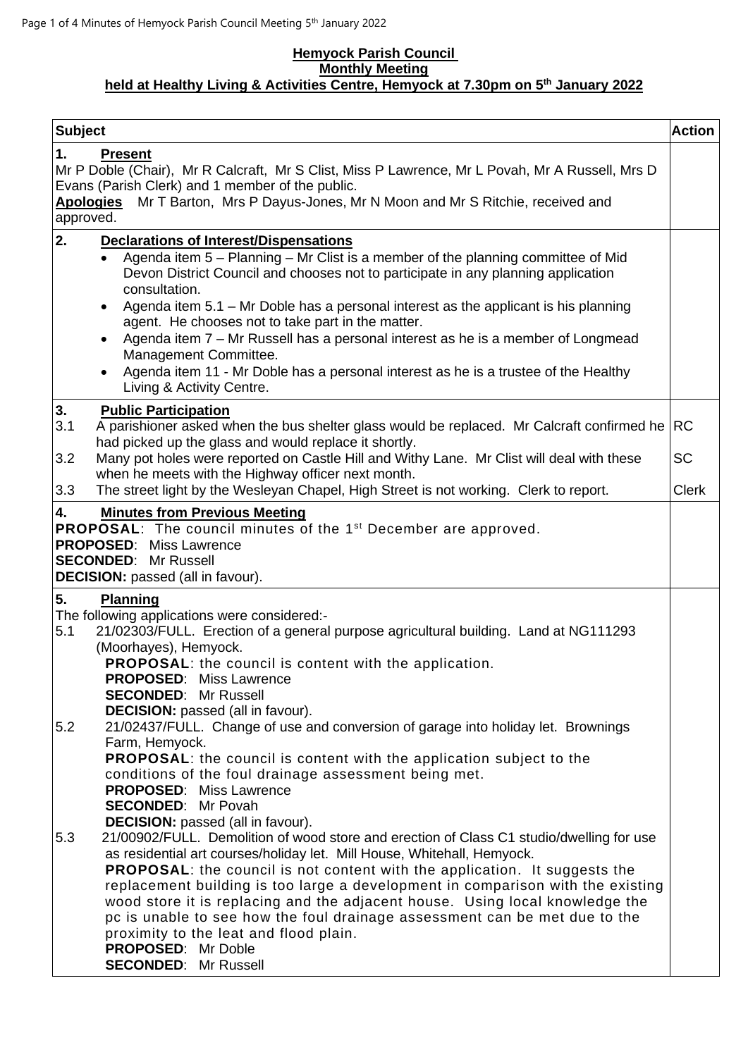**Hemyock Parish Council**
**Monthly Meeting**
**held at Healthy Living & Activities Centre, Hemyock at 7.30pm on 5th January 2022**

| Subject | Action |
|---|---|
| **1. Present**<br>Mr P Doble (Chair), Mr R Calcraft, Mr S Clist, Miss P Lawrence, Mr L Povah, Mr A Russell, Mrs D Evans (Parish Clerk) and 1 member of the public.<br>**Apologies** Mr T Barton, Mrs P Dayus-Jones, Mr N Moon and Mr S Ritchie, received and approved. | |
| **2. Declarations of Interest/Dispensations**<br>• Agenda item 5 – Planning – Mr Clist is a member of the planning committee of Mid Devon District Council and chooses not to participate in any planning application consultation.<br>• Agenda item 5.1 – Mr Doble has a personal interest as the applicant is his planning agent. He chooses not to take part in the matter.<br>• Agenda item 7 – Mr Russell has a personal interest as he is a member of Longmead Management Committee.<br>• Agenda item 11 - Mr Doble has a personal interest as he is a trustee of the Healthy Living & Activity Centre. | |
| **3. Public Participation**<br>3.1 A parishioner asked when the bus shelter glass would be replaced. Mr Calcraft confirmed he had picked up the glass and would replace it shortly.<br>3.2 Many pot holes were reported on Castle Hill and Withy Lane. Mr Clist will deal with these when he meets with the Highway officer next month.<br>3.3 The street light by the Wesleyan Chapel, High Street is not working. Clerk to report. | RC<br><br>SC<br><br>Clerk |
| **4. Minutes from Previous Meeting**<br>**PROPOSAL**: The council minutes of the 1st December are approved.<br>**PROPOSED**: Miss Lawrence<br>**SECONDED**: Mr Russell<br>**DECISION:** passed (all in favour). | |
| **5. Planning**<br>The following applications were considered:-<br>5.1 21/02303/FULL. Erection of a general purpose agricultural building. Land at NG111293 (Moorhayes), Hemyock.<br>**PROPOSAL**: the council is content with the application.<br>**PROPOSED**: Miss Lawrence<br>**SECONDED**: Mr Russell<br>**DECISION:** passed (all in favour).<br>5.2 21/02437/FULL. Change of use and conversion of garage into holiday let. Brownings Farm, Hemyock.<br>**PROPOSAL**: the council is content with the application subject to the conditions of the foul drainage assessment being met.<br>**PROPOSED**: Miss Lawrence<br>**SECONDED**: Mr Povah<br>**DECISION:** passed (all in favour).<br>5.3 21/00902/FULL. Demolition of wood store and erection of Class C1 studio/dwelling for use as residential art courses/holiday let. Mill House, Whitehall, Hemyock.<br>**PROPOSAL**: the council is not content with the application. It suggests the replacement building is too large a development in comparison with the existing wood store it is replacing and the adjacent house. Using local knowledge the pc is unable to see how the foul drainage assessment can be met due to the proximity to the leat and flood plain.<br>**PROPOSED**: Mr Doble<br>**SECONDED**: Mr Russell | |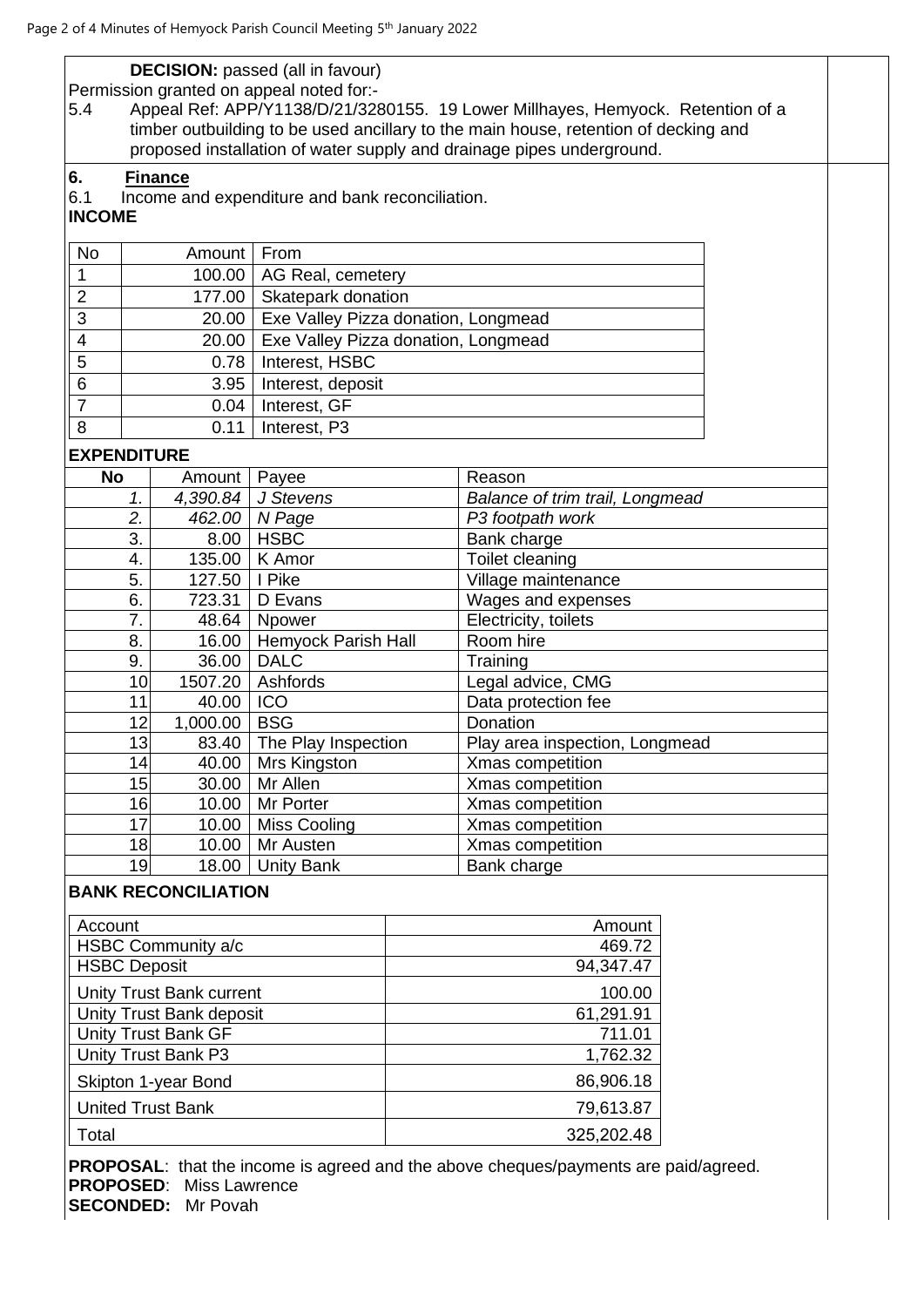**DECISION:** passed (all in favour)

Permission granted on appeal noted for:-

5.4 Appeal Ref: APP/Y1138/D/21/3280155. 19 Lower Millhayes, Hemyock. Retention of a timber outbuilding to be used ancillary to the main house, retention of decking and proposed installation of water supply and drainage pipes underground.

**6. Finance**

6.1 Income and expenditure and bank reconciliation.

**INCOME**

| No | Amount | From |
|---|---|---|
| 1 | 100.00 | AG Real, cemetery |
| 2 | 177.00 | Skatepark donation |
| 3 | 20.00 | Exe Valley Pizza donation, Longmead |
| 4 | 20.00 | Exe Valley Pizza donation, Longmead |
| 5 | 0.78 | Interest, HSBC |
| 6 | 3.95 | Interest, deposit |
| 7 | 0.04 | Interest, GF |
| 8 | 0.11 | Interest, P3 |

**EXPENDITURE**

| No | Amount | Payee | Reason |
|---|---|---|---|
| *1.* | *4,390.84* | *J Stevens* | *Balance of trim trail, Longmead* |
| *2.* | *462.00* | *N Page* | *P3 footpath work* |
| 3. | 8.00 | HSBC | Bank charge |
| 4. | 135.00 | K Amor | Toilet cleaning |
| 5. | 127.50 | I Pike | Village maintenance |
| 6. | 723.31 | D Evans | Wages and expenses |
| 7. | 48.64 | Npower | Electricity, toilets |
| 8. | 16.00 | Hemyock Parish Hall | Room hire |
| 9. | 36.00 | DALC | Training |
| 10 | 1507.20 | Ashfords | Legal advice, CMG |
| 11 | 40.00 | ICO | Data protection fee |
| 12 | 1,000.00 | BSG | Donation |
| 13 | 83.40 | The Play Inspection | Play area inspection, Longmead |
| 14 | 40.00 | Mrs Kingston | Xmas competition |
| 15 | 30.00 | Mr Allen | Xmas competition |
| 16 | 10.00 | Mr Porter | Xmas competition |
| 17 | 10.00 | Miss Cooling | Xmas competition |
| 18 | 10.00 | Mr Austen | Xmas competition |
| 19 | 18.00 | Unity Bank | Bank charge |

**BANK RECONCILIATION**

| Account | Amount |
|---|---|
| HSBC Community a/c | 469.72 |
| HSBC Deposit | 94,347.47 |
| Unity Trust Bank current | 100.00 |
| Unity Trust Bank deposit | 61,291.91 |
| Unity Trust Bank GF | 711.01 |
| Unity Trust Bank P3 | 1,762.32 |
| Skipton 1-year Bond | 86,906.18 |
| United Trust Bank | 79,613.87 |
| Total | 325,202.48 |

**PROPOSAL**: that the income is agreed and the above cheques/payments are paid/agreed.

**PROPOSED**: Miss Lawrence

**SECONDED:** Mr Povah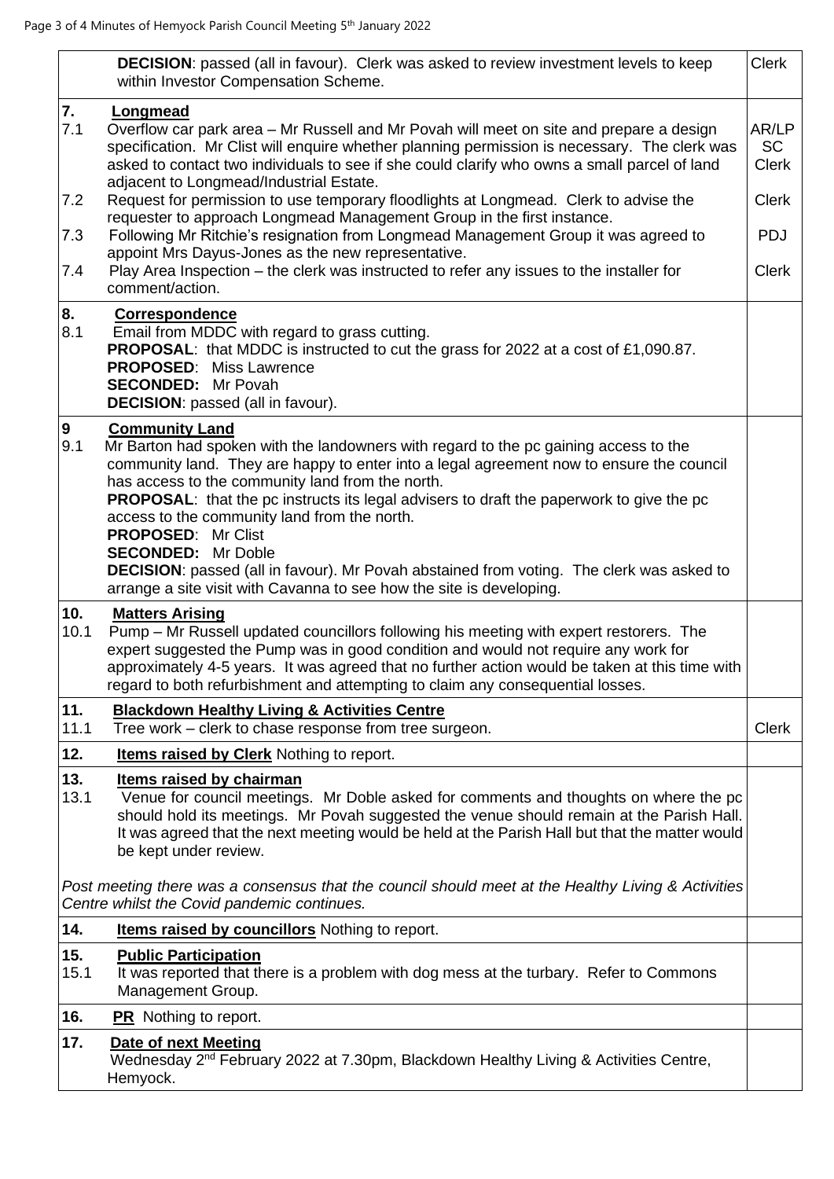| | | |
|---|---|---|
| | **DECISION**: passed (all in favour). Clerk was asked to review investment levels to keep within Investor Compensation Scheme. | Clerk |
| **7.** | **Longmead** | |
| 7.1 | Overflow car park area – Mr Russell and Mr Povah will meet on site and prepare a design specification. Mr Clist will enquire whether planning permission is necessary. The clerk was asked to contact two individuals to see if she could clarify who owns a small parcel of land adjacent to Longmead/Industrial Estate. | AR/LP SC Clerk |
| 7.2 | Request for permission to use temporary floodlights at Longmead. Clerk to advise the requester to approach Longmead Management Group in the first instance. | Clerk |
| 7.3 | Following Mr Ritchie's resignation from Longmead Management Group it was agreed to appoint Mrs Dayus-Jones as the new representative. | PDJ |
| 7.4 | Play Area Inspection – the clerk was instructed to refer any issues to the installer for comment/action. | Clerk |
| **8.** | **Correspondence** | |
| 8.1 | Email from MDDC with regard to grass cutting.<br>**PROPOSAL**: that MDDC is instructed to cut the grass for 2022 at a cost of £1,090.87.<br>**PROPOSED**: Miss Lawrence<br>**SECONDED:** Mr Povah<br>**DECISION**: passed (all in favour). | |
| **9** | **Community Land** | |
| 9.1 | Mr Barton had spoken with the landowners with regard to the pc gaining access to the community land. They are happy to enter into a legal agreement now to ensure the council has access to the community land from the north.<br>**PROPOSAL**: that the pc instructs its legal advisers to draft the paperwork to give the pc access to the community land from the north.<br>**PROPOSED**: Mr Clist<br>**SECONDED:** Mr Doble<br>**DECISION**: passed (all in favour). Mr Povah abstained from voting. The clerk was asked to arrange a site visit with Cavanna to see how the site is developing. | |
| **10.** | **Matters Arising** | |
| 10.1 | Pump – Mr Russell updated councillors following his meeting with expert restorers. The expert suggested the Pump was in good condition and would not require any work for approximately 4-5 years. It was agreed that no further action would be taken at this time with regard to both refurbishment and attempting to claim any consequential losses. | |
| **11.** | **Blackdown Healthy Living & Activities Centre** | |
| 11.1 | Tree work – clerk to chase response from tree surgeon. | Clerk |
| **12.** | **Items raised by Clerk** Nothing to report. | |
| **13.** | **Items raised by chairman** | |
| 13.1 | Venue for council meetings. Mr Doble asked for comments and thoughts on where the pc should hold its meetings. Mr Povah suggested the venue should remain at the Parish Hall. It was agreed that the next meeting would be held at the Parish Hall but that the matter would be kept under review.<br><br>*Post meeting there was a consensus that the council should meet at the Healthy Living & Activities Centre whilst the Covid pandemic continues.* | |
| **14.** | **Items raised by councillors** Nothing to report. | |
| **15.** | **Public Participation** | |
| 15.1 | It was reported that there is a problem with dog mess at the turbary. Refer to Commons Management Group. | |
| **16.** | **PR** Nothing to report. | |
| **17.** | **Date of next Meeting**<br>Wednesday 2nd February 2022 at 7.30pm, Blackdown Healthy Living & Activities Centre, Hemyock. | |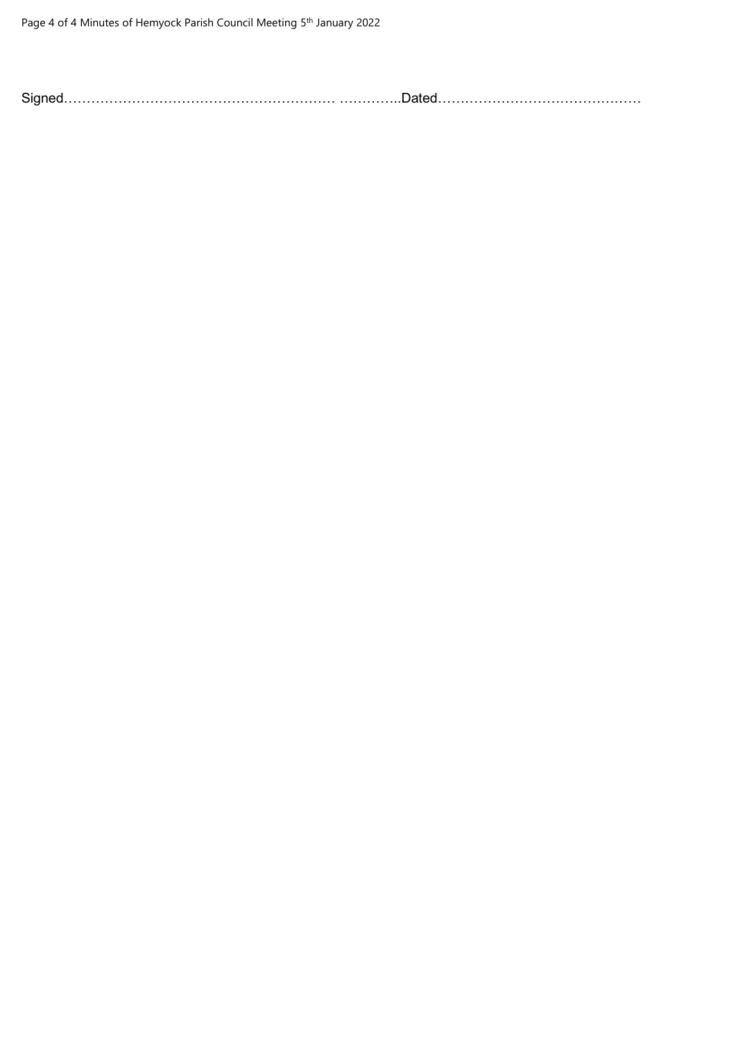Signed…………………………………………………… …………..Dated……………………………………